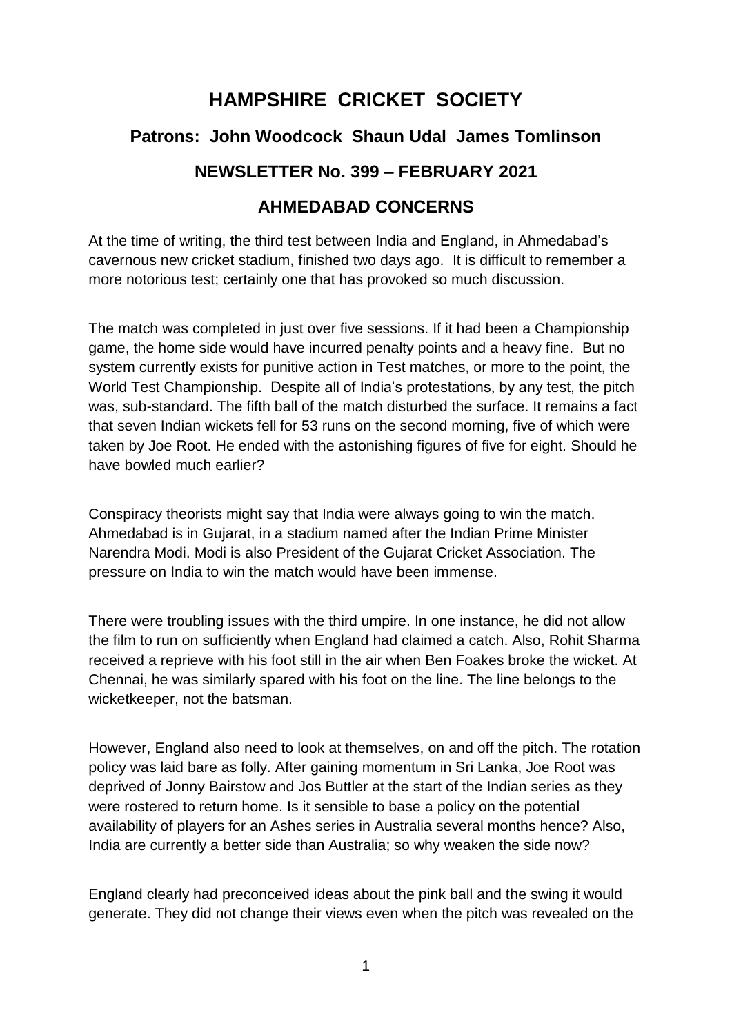# HAMPSHIRE CRICKET SOCIETY

## Patrons: John Woodcock Shaun Udal James Tomlinson

## NEWSLETTER No. 399 – FEBRUARY 2021

## AHMEDABAD CONCERNS

At the time of writing, the third test between India and England, in Ahmedabad's cavernous new cricket stadium, finished two days ago. It is difficult to remember a more notorious test; certainly one that has provoked so much discussion.

The match was completed in just over five sessions. If it had been a Championship game, the home side would have incurred penalty points and a heavy fine. But no system currently exists for punitive action in Test matches, or more to the point, the World Test Championship. Despite all of India's protestations, by any test, the pitch was, sub-standard. The fifth ball of the match disturbed the surface. It remains a fact that seven Indian wickets fell for 53 runs on the second morning, five of which were taken by Joe Root. He ended with the astonishing figures of five for eight. Should he have bowled much earlier?

Conspiracy theorists might say that India were always going to win the match. Ahmedabad is in Gujarat, in a stadium named after the Indian Prime Minister Narendra Modi. Modi is also President of the Gujarat Cricket Association. The pressure on India to win the match would have been immense.

There were troubling issues with the third umpire. In one instance, he did not allow the film to run on sufficiently when England had claimed a catch. Also, Rohit Sharma received a reprieve with his foot still in the air when Ben Foakes broke the wicket. At Chennai, he was similarly spared with his foot on the line. The line belongs to the wicketkeeper, not the batsman.

However, England also need to look at themselves, on and off the pitch. The rotation policy was laid bare as folly. After gaining momentum in Sri Lanka, Joe Root was deprived of Jonny Bairstow and Jos Buttler at the start of the Indian series as they were rostered to return home. Is it sensible to base a policy on the potential availability of players for an Ashes series in Australia several months hence? Also, India are currently a better side than Australia; so why weaken the side now?

England clearly had preconceived ideas about the pink ball and the swing it would generate. They did not change their views even when the pitch was revealed on the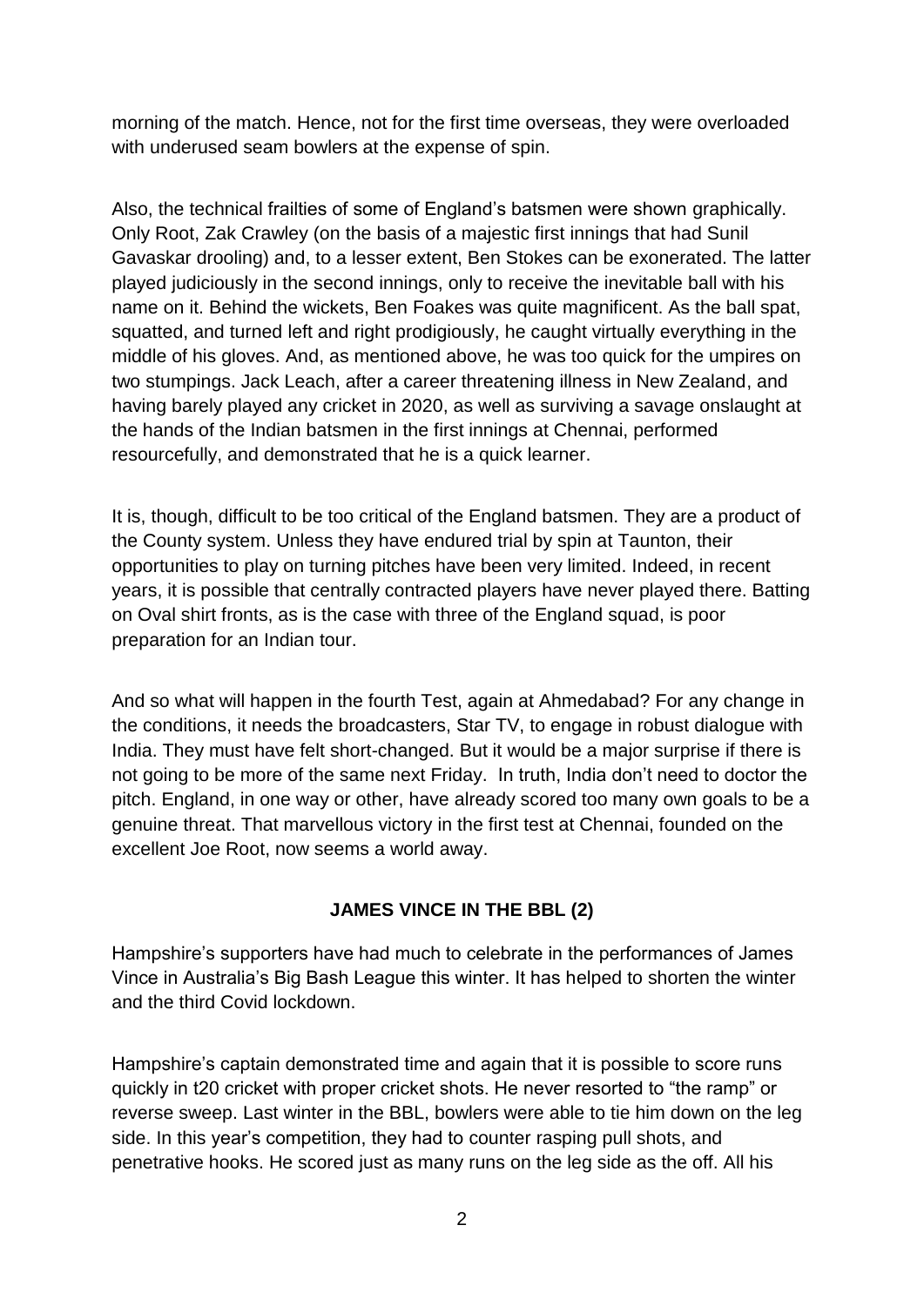morning of the match. Hence, not for the first time overseas, they were overloaded with underused seam bowlers at the expense of spin.

Also, the technical frailties of some of England's batsmen were shown graphically. Only Root, Zak Crawley (on the basis of a majestic first innings that had Sunil Gavaskar drooling) and, to a lesser extent, Ben Stokes can be exonerated. The latter played judiciously in the second innings, only to receive the inevitable ball with his name on it. Behind the wickets, Ben Foakes was quite magnificent. As the ball spat, squatted, and turned left and right prodigiously, he caught virtually everything in the middle of his gloves. And, as mentioned above, he was too quick for the umpires on two stumpings. Jack Leach, after a career threatening illness in New Zealand, and having barely played any cricket in 2020, as well as surviving a savage onslaught at the hands of the Indian batsmen in the first innings at Chennai, performed resourcefully, and demonstrated that he is a quick learner.

It is, though, difficult to be too critical of the England batsmen. They are a product of the County system. Unless they have endured trial by spin at Taunton, their opportunities to play on turning pitches have been very limited. Indeed, in recent years, it is possible that centrally contracted players have never played there. Batting on Oval shirt fronts, as is the case with three of the England squad, is poor preparation for an Indian tour.

And so what will happen in the fourth Test, again at Ahmedabad? For any change in the conditions, it needs the broadcasters, Star TV, to engage in robust dialogue with India. They must have felt short-changed. But it would be a major surprise if there is not going to be more of the same next Friday. In truth, India don't need to doctor the pitch. England, in one way or other, have already scored too many own goals to be a genuine threat. That marvellous victory in the first test at Chennai, founded on the excellent Joe Root, now seems a world away.

## JAMES VINCE IN THE BBL (2)

Hampshire's supporters have had much to celebrate in the performances of James Vince in Australia's Big Bash League this winter. It has helped to shorten the winter and the third Covid lockdown.

Hampshire's captain demonstrated time and again that it is possible to score runs quickly in t20 cricket with proper cricket shots. He never resorted to "the ramp" or reverse sweep. Last winter in the BBL, bowlers were able to tie him down on the leg side. In this year's competition, they had to counter rasping pull shots, and penetrative hooks. He scored just as many runs on the leg side as the off. All his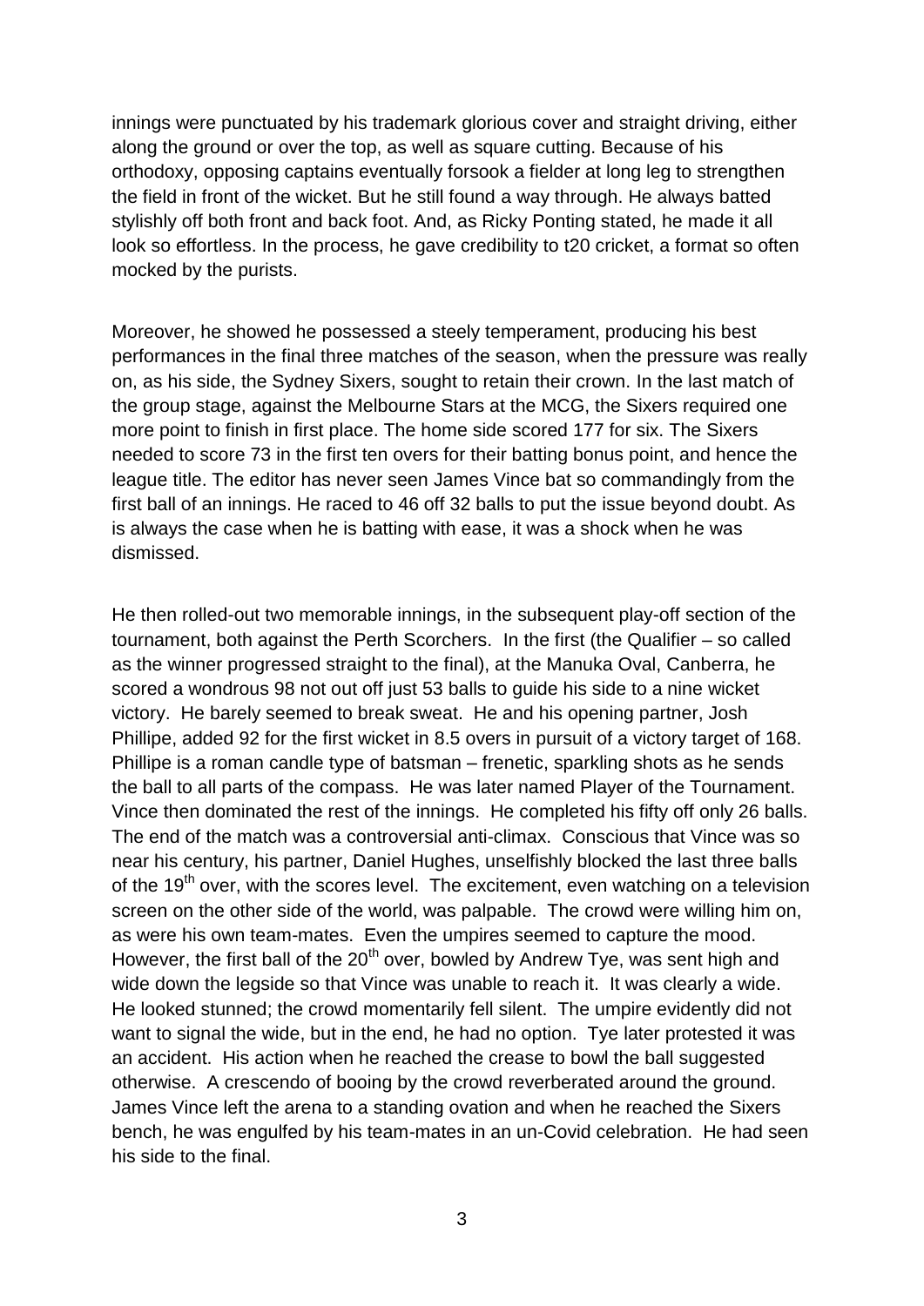innings were punctuated by his trademark glorious cover and straight driving, either along the ground or over the top, as well as square cutting. Because of his orthodoxy, opposing captains eventually forsook a fielder at long leg to strengthen the field in front of the wicket. But he still found a way through. He always batted stylishly off both front and back foot. And, as Ricky Ponting stated, he made it all look so effortless. In the process, he gave credibility to t20 cricket, a format so often mocked by the purists.

Moreover, he showed he possessed a steely temperament, producing his best performances in the final three matches of the season, when the pressure was really on, as his side, the Sydney Sixers, sought to retain their crown. In the last match of the group stage, against the Melbourne Stars at the MCG, the Sixers required one more point to finish in first place. The home side scored 177 for six. The Sixers needed to score 73 in the first ten overs for their batting bonus point, and hence the league title. The editor has never seen James Vince bat so commandingly from the first ball of an innings. He raced to 46 off 32 balls to put the issue beyond doubt. As is always the case when he is batting with ease, it was a shock when he was dismissed.

He then rolled-out two memorable innings, in the subsequent play-off section of the tournament, both against the Perth Scorchers. In the first (the Qualifier – so called as the winner progressed straight to the final), at the Manuka Oval, Canberra, he scored a wondrous 98 not out off just 53 balls to guide his side to a nine wicket victory. He barely seemed to break sweat. He and his opening partner, Josh Phillipe, added 92 for the first wicket in 8.5 overs in pursuit of a victory target of 168. Phillipe is a roman candle type of batsman – frenetic, sparkling shots as he sends the ball to all parts of the compass. He was later named Player of the Tournament. Vince then dominated the rest of the innings. He completed his fifty off only 26 balls. The end of the match was a controversial anti-climax. Conscious that Vince was so near his century, his partner, Daniel Hughes, unselfishly blocked the last three balls of the 19th over, with the scores level. The excitement, even watching on a television screen on the other side of the world, was palpable. The crowd were willing him on, as were his own team-mates. Even the umpires seemed to capture the mood. However, the first ball of the 20th over, bowled by Andrew Tye, was sent high and wide down the legside so that Vince was unable to reach it. It was clearly a wide. He looked stunned; the crowd momentarily fell silent. The umpire evidently did not want to signal the wide, but in the end, he had no option. Tye later protested it was an accident. His action when he reached the crease to bowl the ball suggested otherwise. A crescendo of booing by the crowd reverberated around the ground. James Vince left the arena to a standing ovation and when he reached the Sixers bench, he was engulfed by his team-mates in an un-Covid celebration. He had seen his side to the final.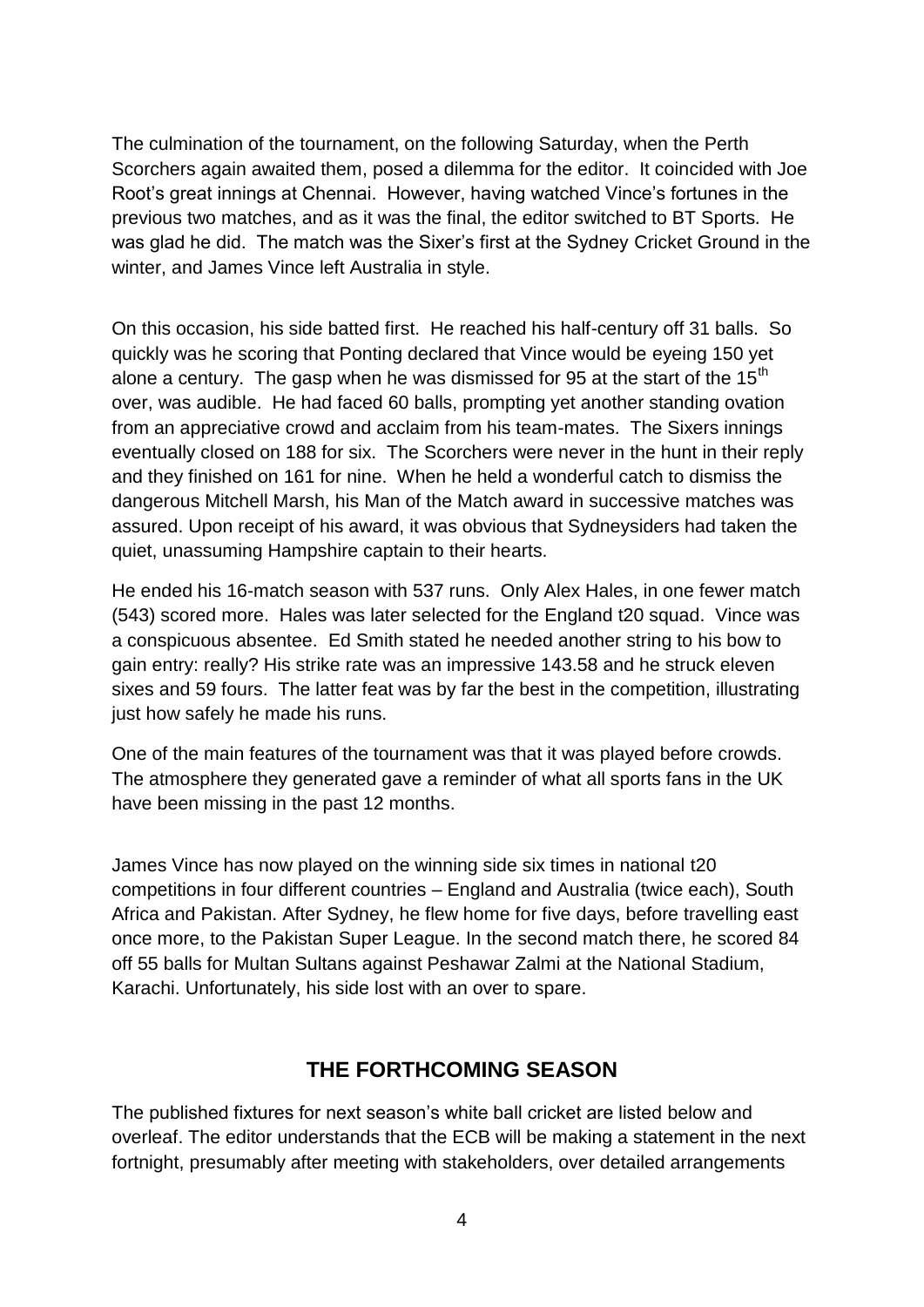The culmination of the tournament, on the following Saturday, when the Perth Scorchers again awaited them, posed a dilemma for the editor. It coincided with Joe Root's great innings at Chennai. However, having watched Vince's fortunes in the previous two matches, and as it was the final, the editor switched to BT Sports. He was glad he did. The match was the Sixer's first at the Sydney Cricket Ground in the winter, and James Vince left Australia in style.

On this occasion, his side batted first. He reached his half-century off 31 balls. So quickly was he scoring that Ponting declared that Vince would be eyeing 150 yet alone a century. The gasp when he was dismissed for 95 at the start of the 15th over, was audible. He had faced 60 balls, prompting yet another standing ovation from an appreciative crowd and acclaim from his team-mates. The Sixers innings eventually closed on 188 for six. The Scorchers were never in the hunt in their reply and they finished on 161 for nine. When he held a wonderful catch to dismiss the dangerous Mitchell Marsh, his Man of the Match award in successive matches was assured. Upon receipt of his award, it was obvious that Sydneysiders had taken the quiet, unassuming Hampshire captain to their hearts.

He ended his 16-match season with 537 runs. Only Alex Hales, in one fewer match (543) scored more. Hales was later selected for the England t20 squad. Vince was a conspicuous absentee. Ed Smith stated he needed another string to his bow to gain entry: really? His strike rate was an impressive 143.58 and he struck eleven sixes and 59 fours. The latter feat was by far the best in the competition, illustrating just how safely he made his runs.

One of the main features of the tournament was that it was played before crowds. The atmosphere they generated gave a reminder of what all sports fans in the UK have been missing in the past 12 months.

James Vince has now played on the winning side six times in national t20 competitions in four different countries – England and Australia (twice each), South Africa and Pakistan. After Sydney, he flew home for five days, before travelling east once more, to the Pakistan Super League. In the second match there, he scored 84 off 55 balls for Multan Sultans against Peshawar Zalmi at the National Stadium, Karachi. Unfortunately, his side lost with an over to spare.

## THE FORTHCOMING SEASON

The published fixtures for next season's white ball cricket are listed below and overleaf. The editor understands that the ECB will be making a statement in the next fortnight, presumably after meeting with stakeholders, over detailed arrangements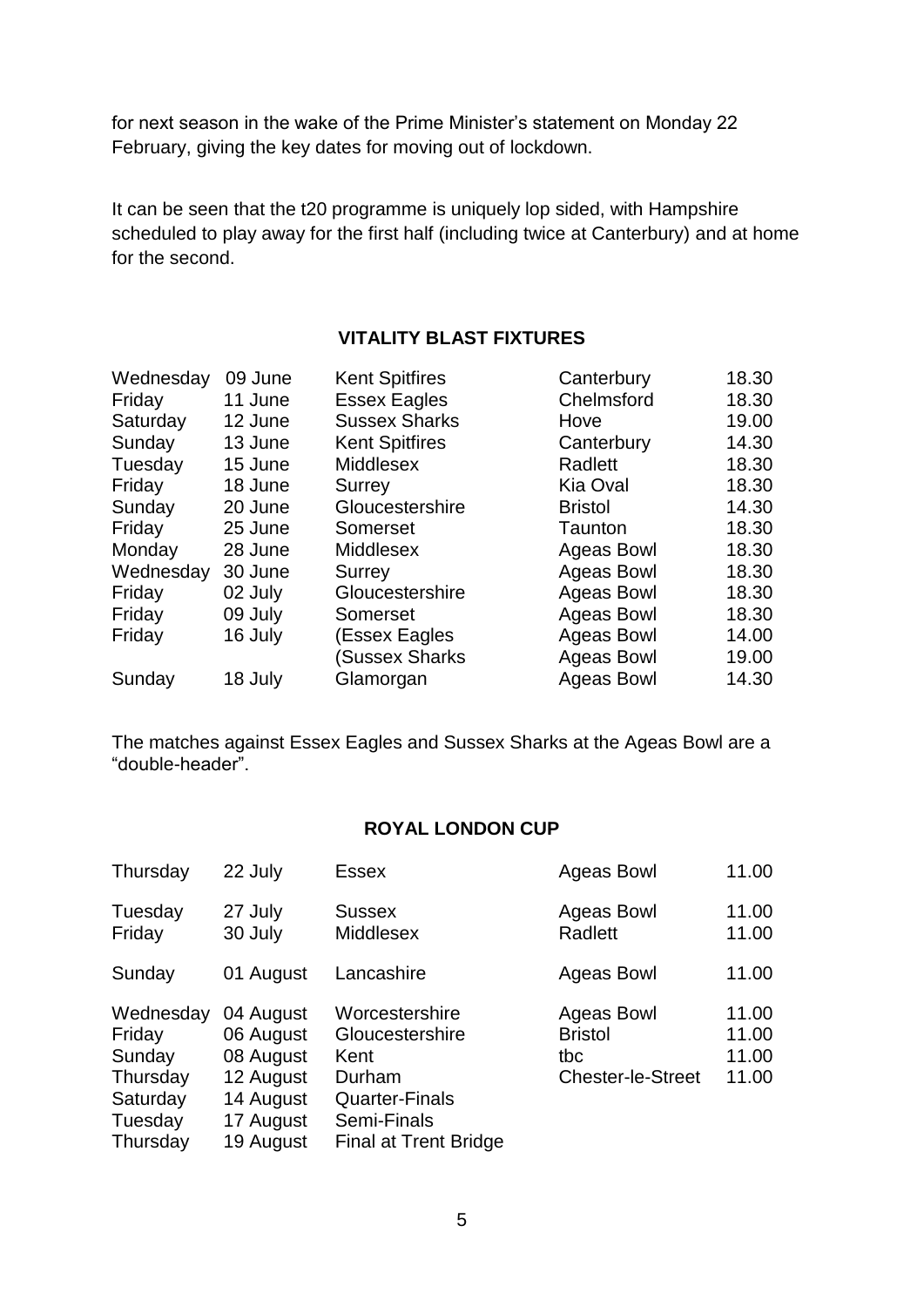for next season in the wake of the Prime Minister's statement on Monday 22 February, giving the key dates for moving out of lockdown.

It can be seen that the t20 programme is uniquely lop sided, with Hampshire scheduled to play away for the first half (including twice at Canterbury) and at home for the second.

## VITALITY BLAST FIXTURES

| | | | | |
|---|---|---|---|---|
| Wednesday | 09 June | Kent Spitfires | Canterbury | 18.30 |
| Friday | 11 June | Essex Eagles | Chelmsford | 18.30 |
| Saturday | 12 June | Sussex Sharks | Hove | 19.00 |
| Sunday | 13 June | Kent Spitfires | Canterbury | 14.30 |
| Tuesday | 15 June | Middlesex | Radlett | 18.30 |
| Friday | 18 June | Surrey | Kia Oval | 18.30 |
| Sunday | 20 June | Gloucestershire | Bristol | 14.30 |
| Friday | 25 June | Somerset | Taunton | 18.30 |
| Monday | 28 June | Middlesex | Ageas Bowl | 18.30 |
| Wednesday | 30 June | Surrey | Ageas Bowl | 18.30 |
| Friday | 02 July | Gloucestershire | Ageas Bowl | 18.30 |
| Friday | 09 July | Somerset | Ageas Bowl | 18.30 |
| Friday | 16 July | (Essex Eagles | Ageas Bowl | 14.00 |
| | | (Sussex Sharks | Ageas Bowl | 19.00 |
| Sunday | 18 July | Glamorgan | Ageas Bowl | 14.30 |

The matches against Essex Eagles and Sussex Sharks at the Ageas Bowl are a "double-header".

## ROYAL LONDON CUP

| | | | | |
|---|---|---|---|---|
| Thursday | 22 July | Essex | Ageas Bowl | 11.00 |
| Tuesday | 27 July | Sussex | Ageas Bowl | 11.00 |
| Friday | 30 July | Middlesex | Radlett | 11.00 |
| Sunday | 01 August | Lancashire | Ageas Bowl | 11.00 |
| Wednesday | 04 August | Worcestershire | Ageas Bowl | 11.00 |
| Friday | 06 August | Gloucestershire | Bristol | 11.00 |
| Sunday | 08 August | Kent | tbc | 11.00 |
| Thursday | 12 August | Durham | Chester-le-Street | 11.00 |
| Saturday | 14 August | Quarter-Finals | | |
| Tuesday | 17 August | Semi-Finals | | |
| Thursday | 19 August | Final at Trent Bridge | | |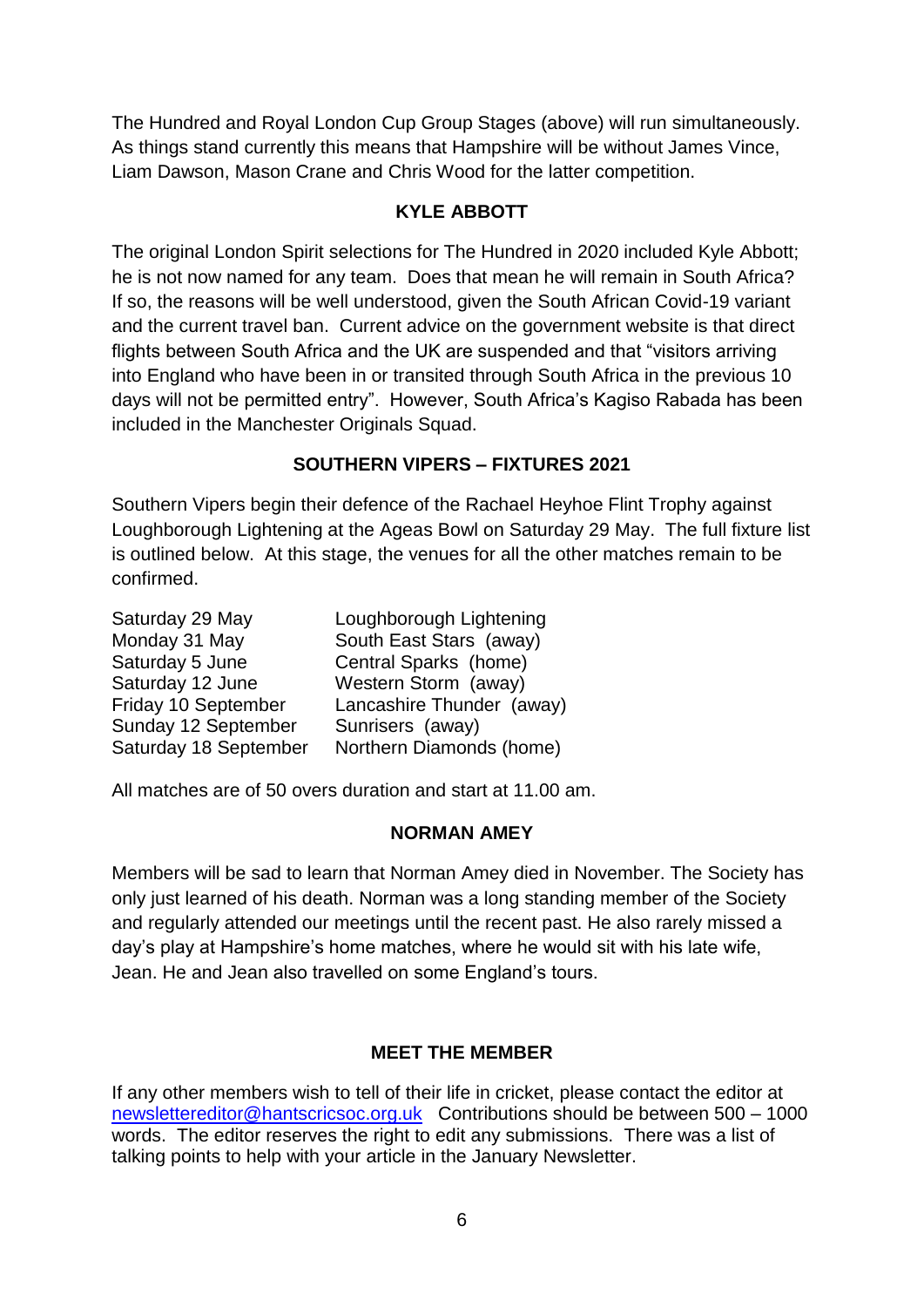The Hundred and Royal London Cup Group Stages (above) will run simultaneously. As things stand currently this means that Hampshire will be without James Vince, Liam Dawson, Mason Crane and Chris Wood for the latter competition.

## KYLE ABBOTT

The original London Spirit selections for The Hundred in 2020 included Kyle Abbott; he is not now named for any team. Does that mean he will remain in South Africa? If so, the reasons will be well understood, given the South African Covid-19 variant and the current travel ban. Current advice on the government website is that direct flights between South Africa and the UK are suspended and that "visitors arriving into England who have been in or transited through South Africa in the previous 10 days will not be permitted entry". However, South Africa's Kagiso Rabada has been included in the Manchester Originals Squad.

## SOUTHERN VIPERS – FIXTURES 2021

Southern Vipers begin their defence of the Rachael Heyhoe Flint Trophy against Loughborough Lightening at the Ageas Bowl on Saturday 29 May. The full fixture list is outlined below. At this stage, the venues for all the other matches remain to be confirmed.

| | |
|---|---|
| Saturday 29 May | Loughborough Lightening |
| Monday 31 May | South East Stars (away) |
| Saturday 5 June | Central Sparks (home) |
| Saturday 12 June | Western Storm (away) |
| Friday 10 September | Lancashire Thunder (away) |
| Sunday 12 September | Sunrisers (away) |
| Saturday 18 September | Northern Diamonds (home) |

All matches are of 50 overs duration and start at 11.00 am.

## NORMAN AMEY

Members will be sad to learn that Norman Amey died in November. The Society has only just learned of his death. Norman was a long standing member of the Society and regularly attended our meetings until the recent past. He also rarely missed a day's play at Hampshire's home matches, where he would sit with his late wife, Jean. He and Jean also travelled on some England's tours.

## MEET THE MEMBER

If any other members wish to tell of their life in cricket, please contact the editor at newslettereditor@hantscricsoc.org.uk Contributions should be between 500 – 1000 words. The editor reserves the right to edit any submissions. There was a list of talking points to help with your article in the January Newsletter.